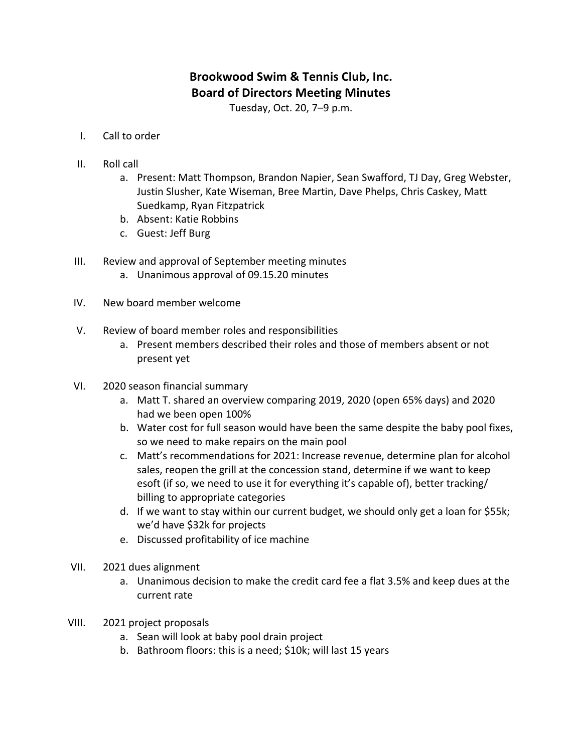# Brookwood Swim & Tennis Club, Inc.
# Board of Directors Meeting Minutes

Tuesday, Oct. 20, 7–9 p.m.

I. Call to order

II. Roll call
   a. Present: Matt Thompson, Brandon Napier, Sean Swafford, TJ Day, Greg Webster, Justin Slusher, Kate Wiseman, Bree Martin, Dave Phelps, Chris Caskey, Matt Suedkamp, Ryan Fitzpatrick
   b. Absent: Katie Robbins
   c. Guest: Jeff Burg

III. Review and approval of September meeting minutes
   a. Unanimous approval of 09.15.20 minutes

IV. New board member welcome

V. Review of board member roles and responsibilities
   a. Present members described their roles and those of members absent or not present yet

VI. 2020 season financial summary
   a. Matt T. shared an overview comparing 2019, 2020 (open 65% days) and 2020 had we been open 100%
   b. Water cost for full season would have been the same despite the baby pool fixes, so we need to make repairs on the main pool
   c. Matt's recommendations for 2021: Increase revenue, determine plan for alcohol sales, reopen the grill at the concession stand, determine if we want to keep esoft (if so, we need to use it for everything it's capable of), better tracking/ billing to appropriate categories
   d. If we want to stay within our current budget, we should only get a loan for $55k; we'd have $32k for projects
   e. Discussed profitability of ice machine

VII. 2021 dues alignment
   a. Unanimous decision to make the credit card fee a flat 3.5% and keep dues at the current rate

VIII. 2021 project proposals
   a. Sean will look at baby pool drain project
   b. Bathroom floors: this is a need; $10k; will last 15 years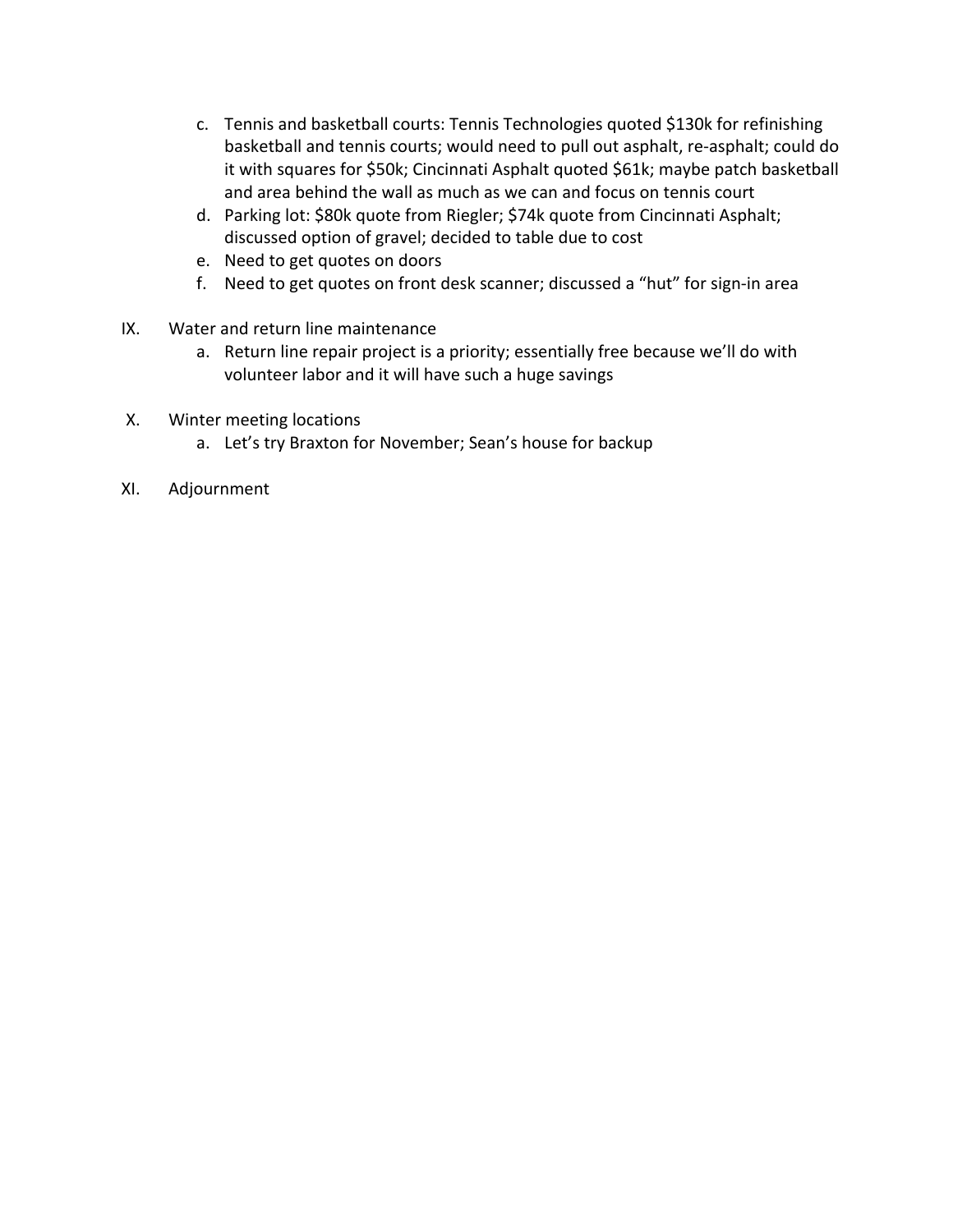c. Tennis and basketball courts: Tennis Technologies quoted $130k for refinishing basketball and tennis courts; would need to pull out asphalt, re-asphalt; could do it with squares for $50k; Cincinnati Asphalt quoted $61k; maybe patch basketball and area behind the wall as much as we can and focus on tennis court
d. Parking lot: $80k quote from Riegler; $74k quote from Cincinnati Asphalt; discussed option of gravel; decided to table due to cost
e. Need to get quotes on doors
f. Need to get quotes on front desk scanner; discussed a "hut" for sign-in area

IX. Water and return line maintenance
  a. Return line repair project is a priority; essentially free because we'll do with volunteer labor and it will have such a huge savings

X. Winter meeting locations
  a. Let's try Braxton for November; Sean's house for backup

XI. Adjournment